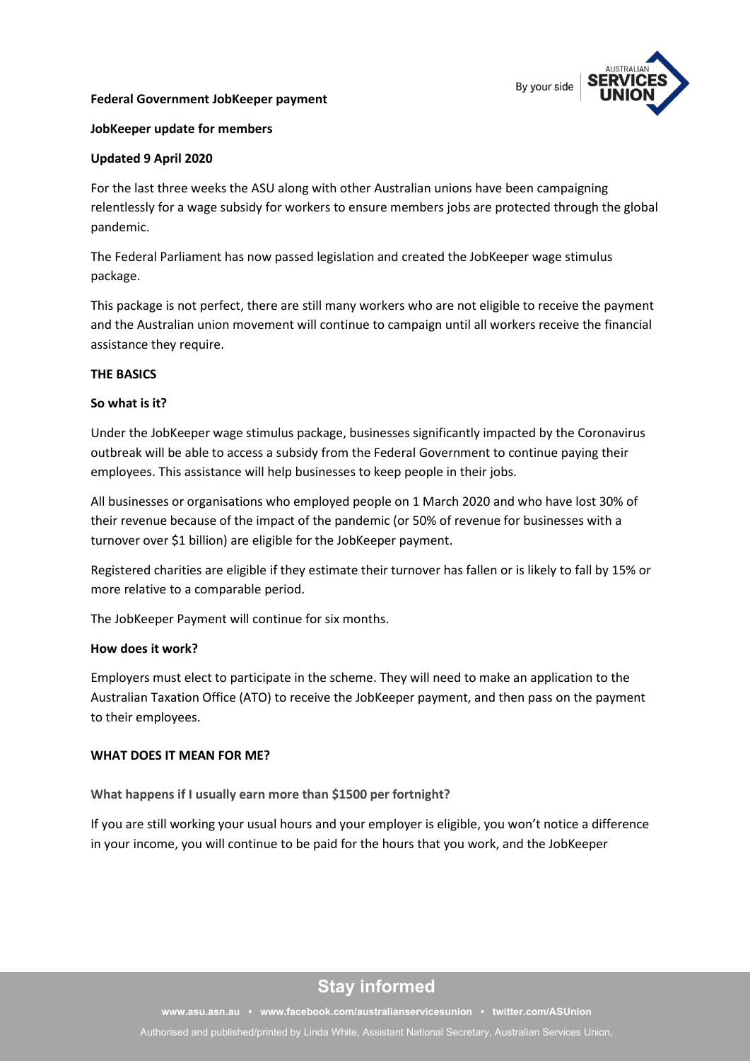**Federal Government JobKeeper payment**

**JobKeeper update for members**

**Updated 9 April 2020**

For the last three weeks the ASU along with other Australian unions have been campaigning relentlessly for a wage subsidy for workers to ensure members jobs are protected through the global pandemic.

The Federal Parliament has now passed legislation and created the JobKeeper wage stimulus package.

This package is not perfect, there are still many workers who are not eligible to receive the payment and the Australian union movement will continue to campaign until all workers receive the financial assistance they require.

## THE BASICS

### So what is it?

Under the JobKeeper wage stimulus package, businesses significantly impacted by the Coronavirus outbreak will be able to access a subsidy from the Federal Government to continue paying their employees. This assistance will help businesses to keep people in their jobs.

All businesses or organisations who employed people on 1 March 2020 and who have lost 30% of their revenue because of the impact of the pandemic (or 50% of revenue for businesses with a turnover over $1 billion) are eligible for the JobKeeper payment.

Registered charities are eligible if they estimate their turnover has fallen or is likely to fall by 15% or more relative to a comparable period.

The JobKeeper Payment will continue for six months.

### How does it work?

Employers must elect to participate in the scheme. They will need to make an application to the Australian Taxation Office (ATO) to receive the JobKeeper payment, and then pass on the payment to their employees.

## WHAT DOES IT MEAN FOR ME?

### What happens if I usually earn more than $1500 per fortnight?

If you are still working your usual hours and your employer is eligible, you won't notice a difference in your income, you will continue to be paid for the hours that you work, and the JobKeeper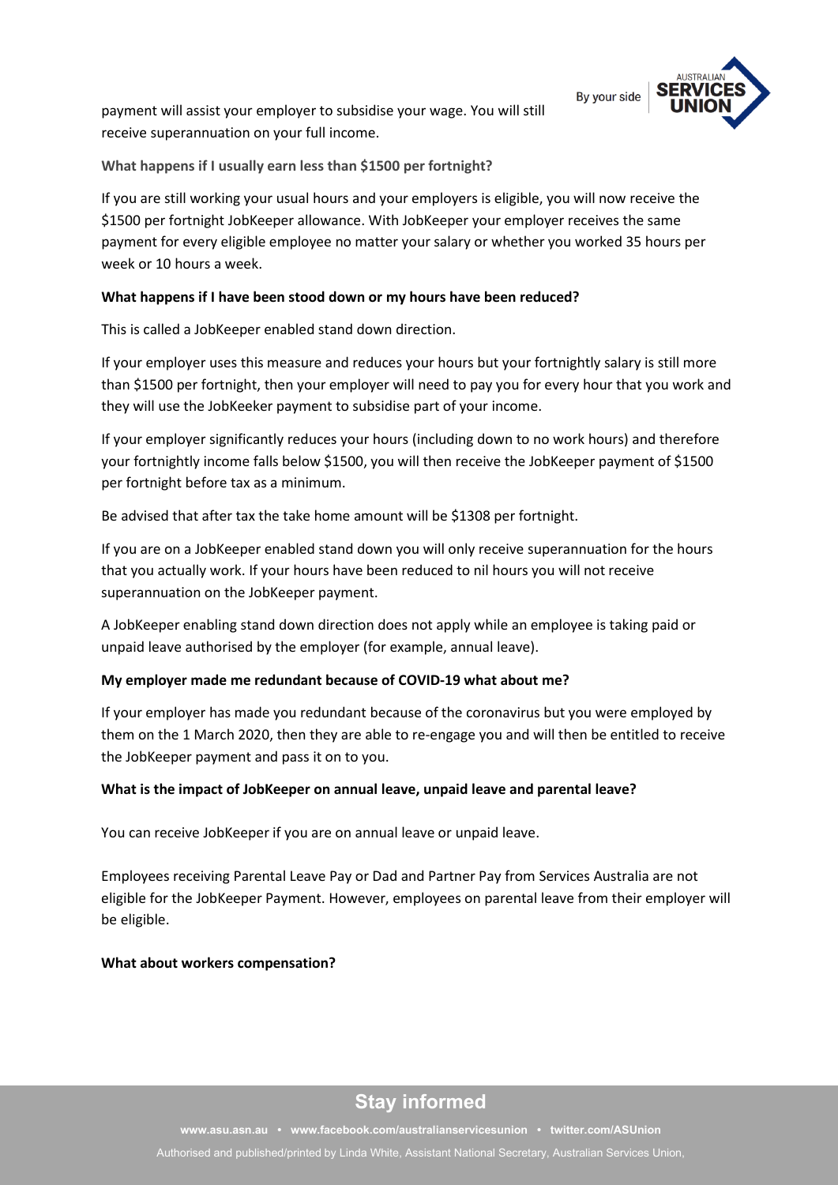payment will assist your employer to subsidise your wage. You will still receive superannuation on your full income.

**What happens if I usually earn less than $1500 per fortnight?**

If you are still working your usual hours and your employers is eligible, you will now receive the $1500 per fortnight JobKeeper allowance. With JobKeeper your employer receives the same payment for every eligible employee no matter your salary or whether you worked 35 hours per week or 10 hours a week.

**What happens if I have been stood down or my hours have been reduced?**

This is called a JobKeeper enabled stand down direction.

If your employer uses this measure and reduces your hours but your fortnightly salary is still more than $1500 per fortnight, then your employer will need to pay you for every hour that you work and they will use the JobKeeker payment to subsidise part of your income.

If your employer significantly reduces your hours (including down to no work hours) and therefore your fortnightly income falls below $1500, you will then receive the JobKeeper payment of $1500 per fortnight before tax as a minimum.

Be advised that after tax the take home amount will be $1308 per fortnight.

If you are on a JobKeeper enabled stand down you will only receive superannuation for the hours that you actually work. If your hours have been reduced to nil hours you will not receive superannuation on the JobKeeper payment.

A JobKeeper enabling stand down direction does not apply while an employee is taking paid or unpaid leave authorised by the employer (for example, annual leave).

**My employer made me redundant because of COVID-19 what about me?**

If your employer has made you redundant because of the coronavirus but you were employed by them on the 1 March 2020, then they are able to re-engage you and will then be entitled to receive the JobKeeper payment and pass it on to you.

**What is the impact of JobKeeper on annual leave, unpaid leave and parental leave?**

You can receive JobKeeper if you are on annual leave or unpaid leave.

Employees receiving Parental Leave Pay or Dad and Partner Pay from Services Australia are not eligible for the JobKeeper Payment. However, employees on parental leave from their employer will be eligible.

**What about workers compensation?**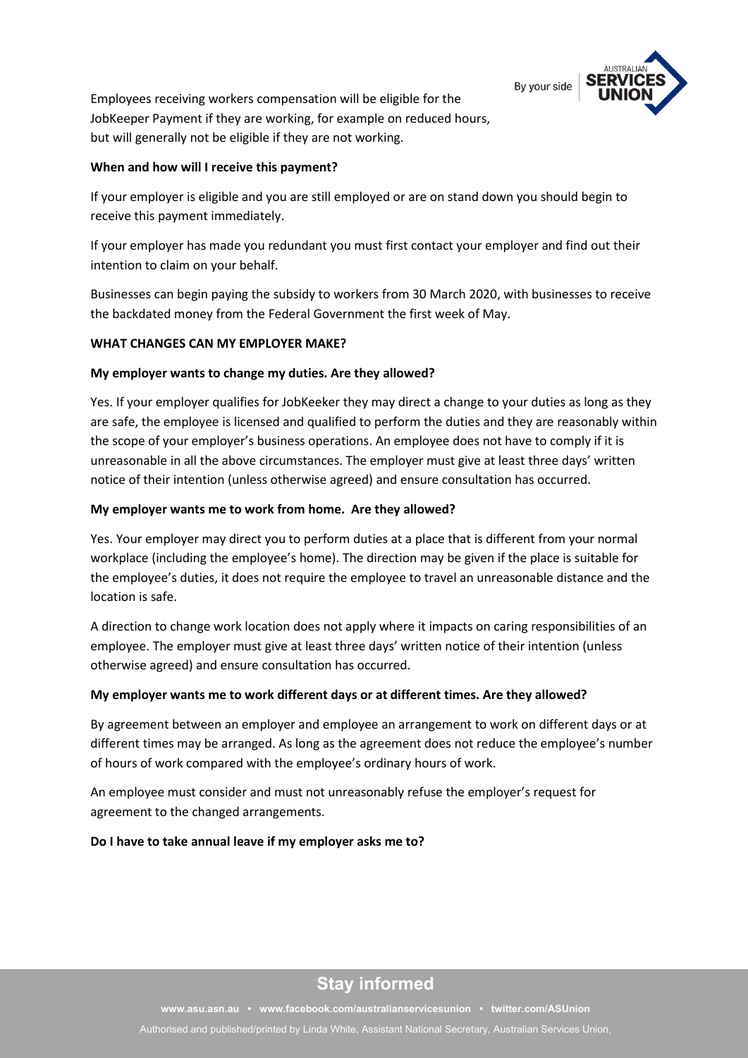Employees receiving workers compensation will be eligible for the JobKeeper Payment if they are working, for example on reduced hours, but will generally not be eligible if they are not working.

**When and how will I receive this payment?**

If your employer is eligible and you are still employed or are on stand down you should begin to receive this payment immediately.

If your employer has made you redundant you must first contact your employer and find out their intention to claim on your behalf.

Businesses can begin paying the subsidy to workers from 30 March 2020, with businesses to receive the backdated money from the Federal Government the first week of May.

## WHAT CHANGES CAN MY EMPLOYER MAKE?

**My employer wants to change my duties. Are they allowed?**

Yes. If your employer qualifies for JobKeeker they may direct a change to your duties as long as they are safe, the employee is licensed and qualified to perform the duties and they are reasonably within the scope of your employer's business operations. An employee does not have to comply if it is unreasonable in all the above circumstances. The employer must give at least three days' written notice of their intention (unless otherwise agreed) and ensure consultation has occurred.

**My employer wants me to work from home. Are they allowed?**

Yes. Your employer may direct you to perform duties at a place that is different from your normal workplace (including the employee's home). The direction may be given if the place is suitable for the employee's duties, it does not require the employee to travel an unreasonable distance and the location is safe.

A direction to change work location does not apply where it impacts on caring responsibilities of an employee. The employer must give at least three days' written notice of their intention (unless otherwise agreed) and ensure consultation has occurred.

**My employer wants me to work different days or at different times. Are they allowed?**

By agreement between an employer and employee an arrangement to work on different days or at different times may be arranged. As long as the agreement does not reduce the employee's number of hours of work compared with the employee's ordinary hours of work.

An employee must consider and must not unreasonably refuse the employer's request for agreement to the changed arrangements.

**Do I have to take annual leave if my employer asks me to?**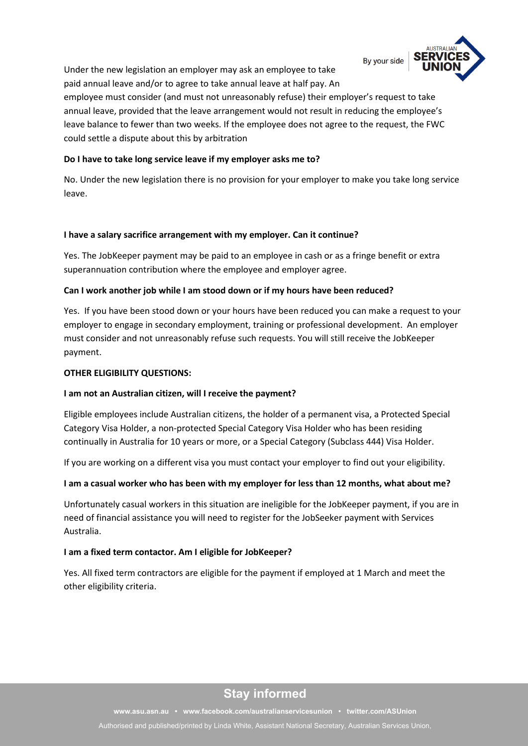Under the new legislation an employer may ask an employee to take paid annual leave and/or to agree to take annual leave at half pay. An employee must consider (and must not unreasonably refuse) their employer's request to take annual leave, provided that the leave arrangement would not result in reducing the employee's leave balance to fewer than two weeks. If the employee does not agree to the request, the FWC could settle a dispute about this by arbitration

**Do I have to take long service leave if my employer asks me to?**

No. Under the new legislation there is no provision for your employer to make you take long service leave.

**I have a salary sacrifice arrangement with my employer. Can it continue?**

Yes. The JobKeeper payment may be paid to an employee in cash or as a fringe benefit or extra superannuation contribution where the employee and employer agree.

**Can I work another job while I am stood down or if my hours have been reduced?**

Yes. If you have been stood down or your hours have been reduced you can make a request to your employer to engage in secondary employment, training or professional development. An employer must consider and not unreasonably refuse such requests. You will still receive the JobKeeper payment.

**OTHER ELIGIBILITY QUESTIONS:**

**I am not an Australian citizen, will I receive the payment?**

Eligible employees include Australian citizens, the holder of a permanent visa, a Protected Special Category Visa Holder, a non-protected Special Category Visa Holder who has been residing continually in Australia for 10 years or more, or a Special Category (Subclass 444) Visa Holder.

If you are working on a different visa you must contact your employer to find out your eligibility.

**I am a casual worker who has been with my employer for less than 12 months, what about me?**

Unfortunately casual workers in this situation are ineligible for the JobKeeper payment, if you are in need of financial assistance you will need to register for the JobSeeker payment with Services Australia.

**I am a fixed term contactor. Am I eligible for JobKeeper?**

Yes. All fixed term contractors are eligible for the payment if employed at 1 March and meet the other eligibility criteria.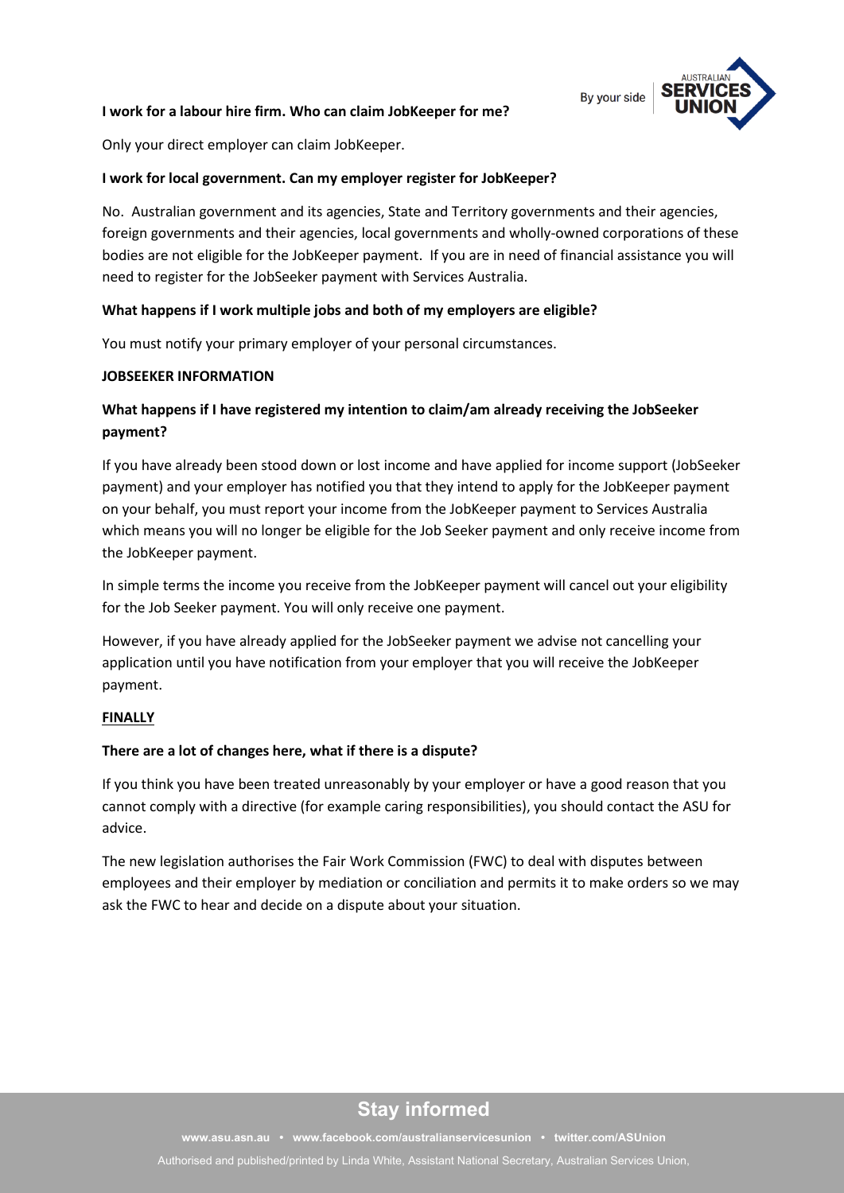**I work for a labour hire firm. Who can claim JobKeeper for me?**

Only your direct employer can claim JobKeeper.

**I work for local government. Can my employer register for JobKeeper?**

No. Australian government and its agencies, State and Territory governments and their agencies, foreign governments and their agencies, local governments and wholly-owned corporations of these bodies are not eligible for the JobKeeper payment. If you are in need of financial assistance you will need to register for the JobSeeker payment with Services Australia.

**What happens if I work multiple jobs and both of my employers are eligible?**

You must notify your primary employer of your personal circumstances.

**JOBSEEKER INFORMATION**

**What happens if I have registered my intention to claim/am already receiving the JobSeeker payment?**

If you have already been stood down or lost income and have applied for income support (JobSeeker payment) and your employer has notified you that they intend to apply for the JobKeeper payment on your behalf, you must report your income from the JobKeeper payment to Services Australia which means you will no longer be eligible for the Job Seeker payment and only receive income from the JobKeeper payment.

In simple terms the income you receive from the JobKeeper payment will cancel out your eligibility for the Job Seeker payment. You will only receive one payment.

However, if you have already applied for the JobSeeker payment we advise not cancelling your application until you have notification from your employer that you will receive the JobKeeper payment.

**FINALLY**

**There are a lot of changes here, what if there is a dispute?**

If you think you have been treated unreasonably by your employer or have a good reason that you cannot comply with a directive (for example caring responsibilities), you should contact the ASU for advice.

The new legislation authorises the Fair Work Commission (FWC) to deal with disputes between employees and their employer by mediation or conciliation and permits it to make orders so we may ask the FWC to hear and decide on a dispute about your situation.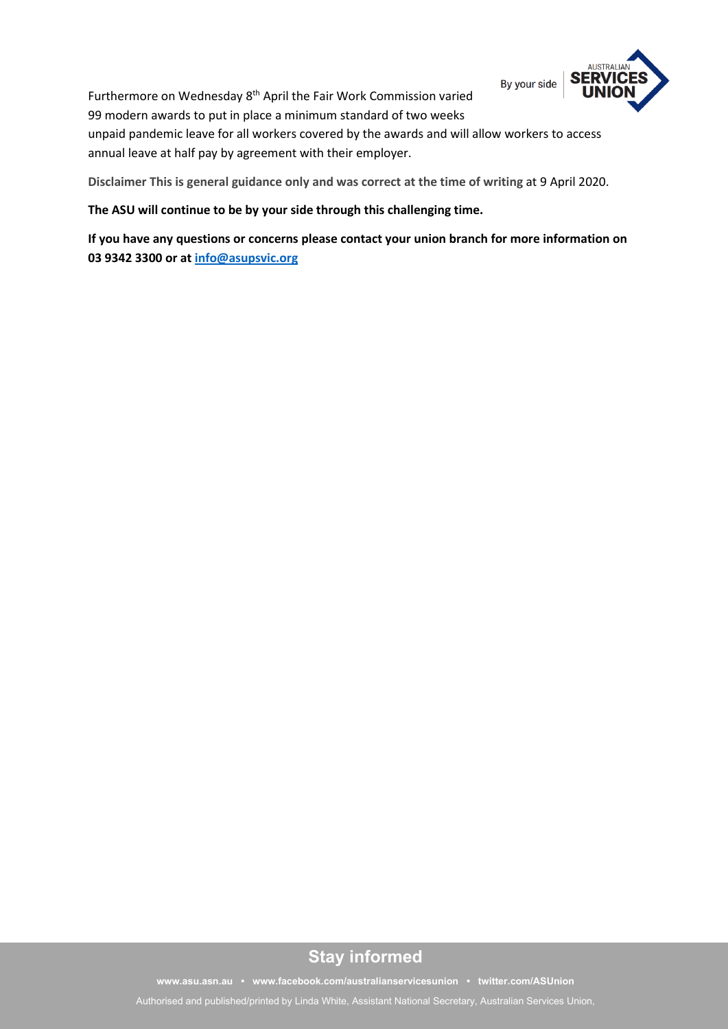Furthermore on Wednesday 8th April the Fair Work Commission varied 99 modern awards to put in place a minimum standard of two weeks unpaid pandemic leave for all workers covered by the awards and will allow workers to access annual leave at half pay by agreement with their employer.

**Disclaimer This is general guidance only and was correct at the time of writing** at 9 April 2020.

**The ASU will continue to be by your side through this challenging time.**

**If you have any questions or concerns please contact your union branch for more information on 03 9342 3300 or at [info@asupsvic.org](mailto:info@asupsvic.org)**

## Stay informed

**www.asu.asn.au • www.facebook.com/australianservicesunion • twitter.com/ASUnion**

Authorised and published/printed by Linda White, Assistant National Secretary, Australian Services Union,